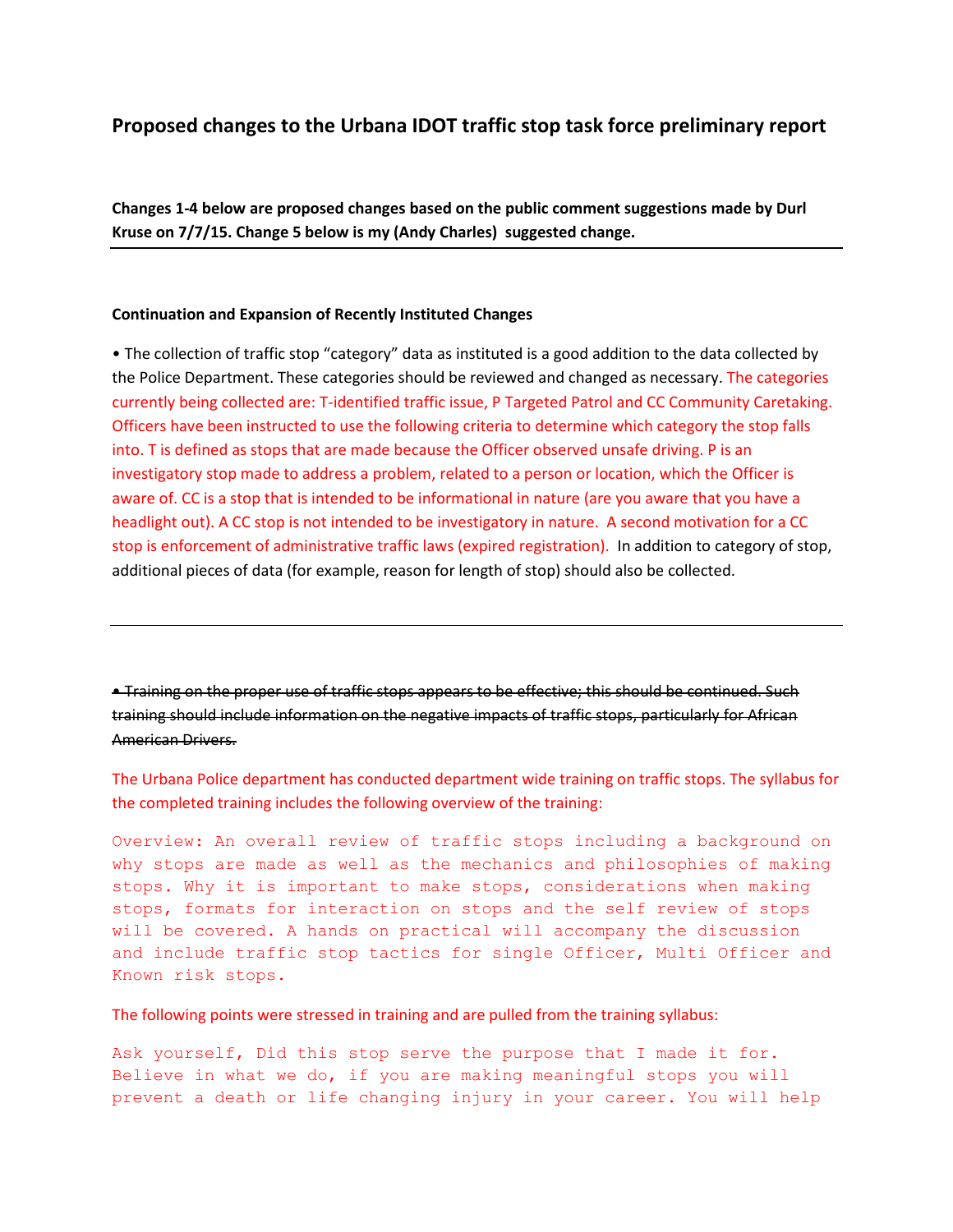## Proposed changes to the Urbana IDOT traffic stop task force preliminary report

**Changes 1-4 below are proposed changes based on the public comment suggestions made by Durl Kruse on 7/7/15. Change 5 below is my (Andy Charles) suggested change.**

---

**Continuation and Expansion of Recently Instituted Changes**

• The collection of traffic stop "category" data as instituted is a good addition to the data collected by the Police Department. These categories should be reviewed and changed as necessary. The categories currently being collected are: T-identified traffic issue, P Targeted Patrol and CC Community Caretaking. Officers have been instructed to use the following criteria to determine which category the stop falls into. T is defined as stops that are made because the Officer observed unsafe driving. P is an investigatory stop made to address a problem, related to a person or location, which the Officer is aware of. CC is a stop that is intended to be informational in nature (are you aware that you have a headlight out). A CC stop is not intended to be investigatory in nature. A second motivation for a CC stop is enforcement of administrative traffic laws (expired registration). In addition to category of stop, additional pieces of data (for example, reason for length of stop) should also be collected.

---

~~• Training on the proper use of traffic stops appears to be effective; this should be continued. Such training should include information on the negative impacts of traffic stops, particularly for African American Drivers.~~

The Urbana Police department has conducted department wide training on traffic stops. The syllabus for the completed training includes the following overview of the training:

```
Overview: An overall review of traffic stops including a background on
why stops are made as well as the mechanics and philosophies of making
stops. Why it is important to make stops, considerations when making
stops, formats for interaction on stops and the self review of stops
will be covered. A hands on practical will accompany the discussion
and include traffic stop tactics for single Officer, Multi Officer and
Known risk stops.
```

The following points were stressed in training and are pulled from the training syllabus:

```
Ask yourself, Did this stop serve the purpose that I made it for.
Believe in what we do, if you are making meaningful stops you will
prevent a death or life changing injury in your career. You will help
```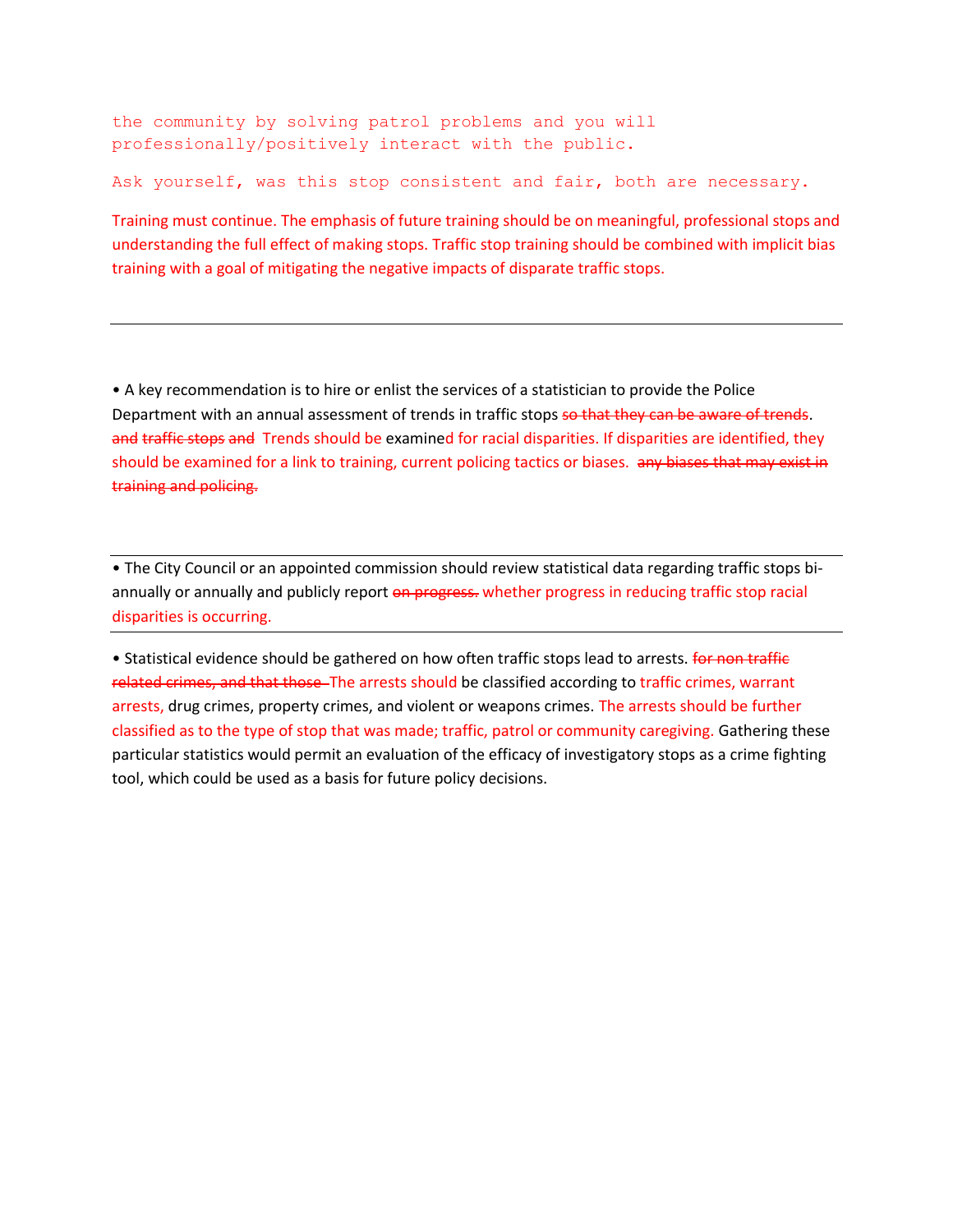the community by solving patrol problems and you will professionally/positively interact with the public.

Ask yourself, was this stop consistent and fair, both are necessary.

Training must continue. The emphasis of future training should be on meaningful, professional stops and understanding the full effect of making stops. Traffic stop training should be combined with implicit bias training with a goal of mitigating the negative impacts of disparate traffic stops.

---

• A key recommendation is to hire or enlist the services of a statistician to provide the Police Department with an annual assessment of trends in traffic stops ~~so that they can be aware of trends~~. ~~and traffic stops and~~ Trends should be examined for racial disparities. If disparities are identified, they should be examined for a link to training, current policing tactics or biases. ~~any biases that may exist in training and policing.~~

---

• The City Council or an appointed commission should review statistical data regarding traffic stops bi-annually or annually and publicly report ~~on progress.~~ whether progress in reducing traffic stop racial disparities is occurring.

---

• Statistical evidence should be gathered on how often traffic stops lead to arrests. ~~for non traffic related crimes, and that those~~ The arrests should be classified according to traffic crimes, warrant arrests, drug crimes, property crimes, and violent or weapons crimes. The arrests should be further classified as to the type of stop that was made; traffic, patrol or community caregiving. Gathering these particular statistics would permit an evaluation of the efficacy of investigatory stops as a crime fighting tool, which could be used as a basis for future policy decisions.